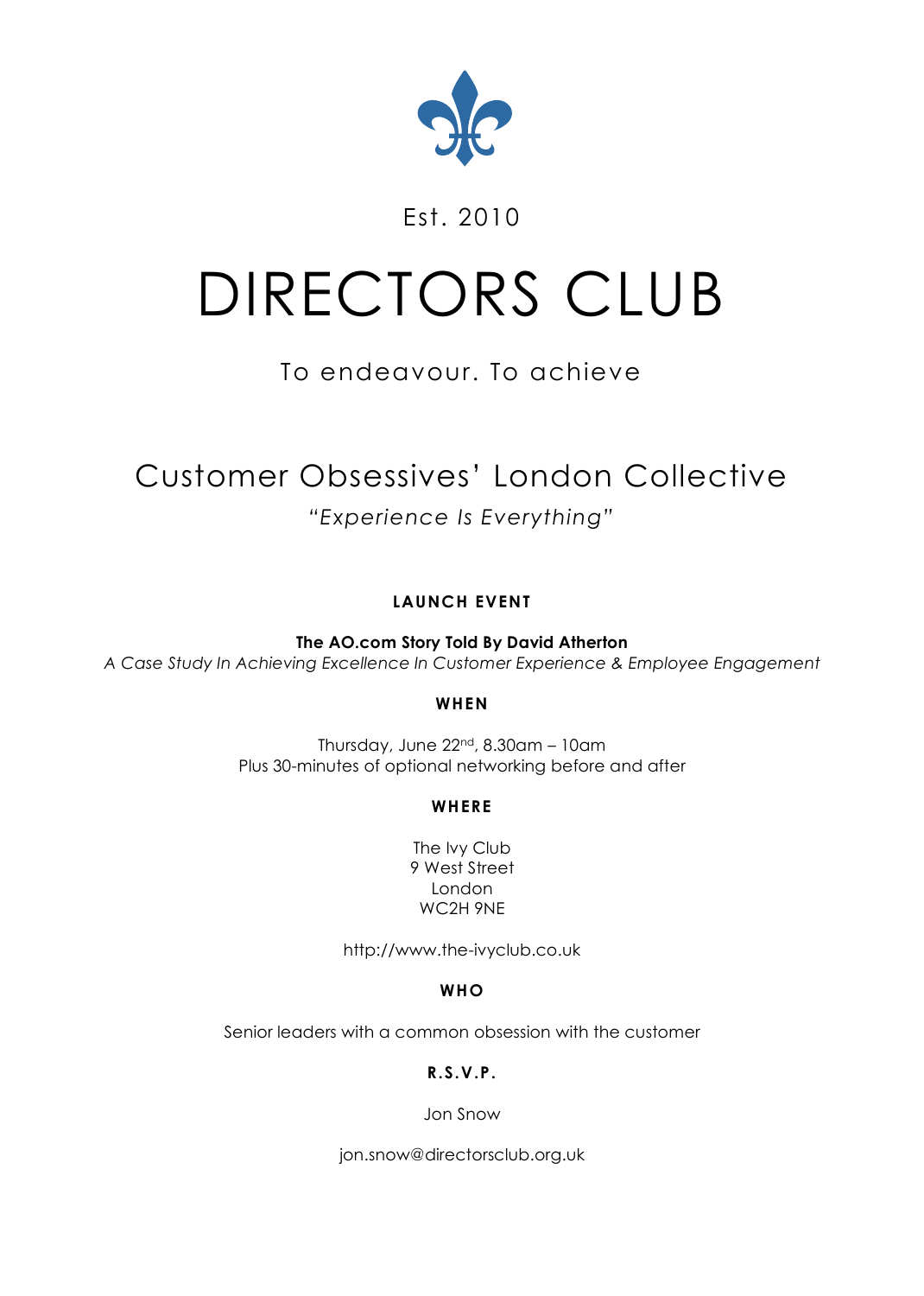Est. 2010

# DIRECTORS CLUB

To endeavour. To achieve

## Customer Obsessives' London Collective

*"Experience Is Everything"*

**LAUNCH EVENT**

**The AO.com Story Told By David Atherton**

*A Case Study In Achieving Excellence In Customer Experience & Employee Engagement*

**WHEN**

Thursday, June 22nd, 8.30am – 10am
Plus 30-minutes of optional networking before and after

**WHERE**

The Ivy Club
9 West Street
London
WC2H 9NE

http://www.the-ivyclub.co.uk

**WHO**

Senior leaders with a common obsession with the customer

**R.S.V.P.**

Jon Snow

jon.snow@directorsclub.org.uk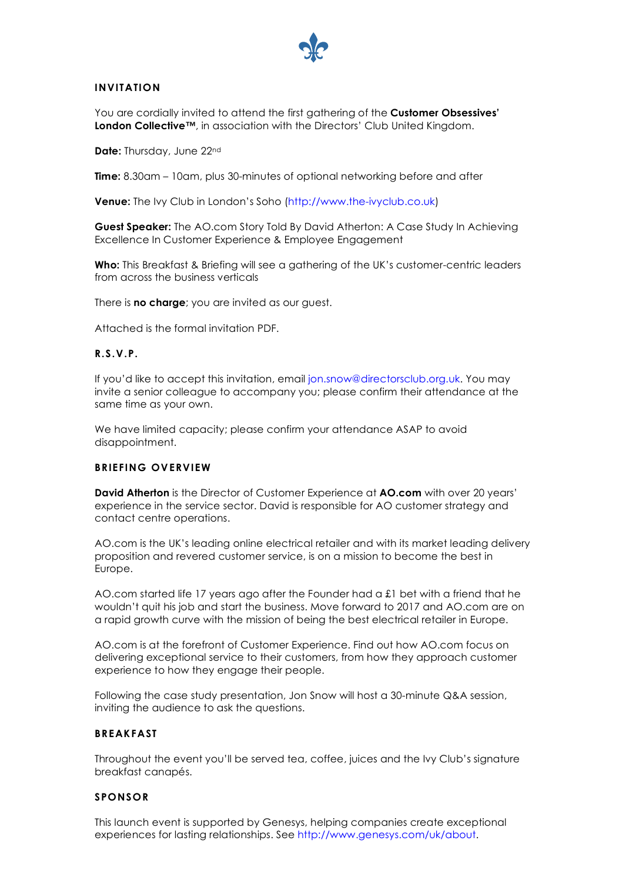## INVITATION

You are cordially invited to attend the first gathering of the **Customer Obsessives' London Collective™**, in association with the Directors' Club United Kingdom.

**Date:** Thursday, June 22nd

**Time:** 8.30am – 10am, plus 30-minutes of optional networking before and after

**Venue:** The Ivy Club in London's Soho (http://www.the-ivyclub.co.uk)

**Guest Speaker:** The AO.com Story Told By David Atherton: A Case Study In Achieving Excellence In Customer Experience & Employee Engagement

**Who:** This Breakfast & Briefing will see a gathering of the UK's customer-centric leaders from across the business verticals

There is **no charge**; you are invited as our guest.

Attached is the formal invitation PDF.

## R.S.V.P.

If you'd like to accept this invitation, email jon.snow@directorsclub.org.uk. You may invite a senior colleague to accompany you; please confirm their attendance at the same time as your own.

We have limited capacity; please confirm your attendance ASAP to avoid disappointment.

## BRIEFING OVERVIEW

**David Atherton** is the Director of Customer Experience at **AO.com** with over 20 years' experience in the service sector. David is responsible for AO customer strategy and contact centre operations.

AO.com is the UK's leading online electrical retailer and with its market leading delivery proposition and revered customer service, is on a mission to become the best in Europe.

AO.com started life 17 years ago after the Founder had a £1 bet with a friend that he wouldn't quit his job and start the business. Move forward to 2017 and AO.com are on a rapid growth curve with the mission of being the best electrical retailer in Europe.

AO.com is at the forefront of Customer Experience. Find out how AO.com focus on delivering exceptional service to their customers, from how they approach customer experience to how they engage their people.

Following the case study presentation, Jon Snow will host a 30-minute Q&A session, inviting the audience to ask the questions.

## BREAKFAST

Throughout the event you'll be served tea, coffee, juices and the Ivy Club's signature breakfast canapés.

## SPONSOR

This launch event is supported by Genesys, helping companies create exceptional experiences for lasting relationships. See http://www.genesys.com/uk/about.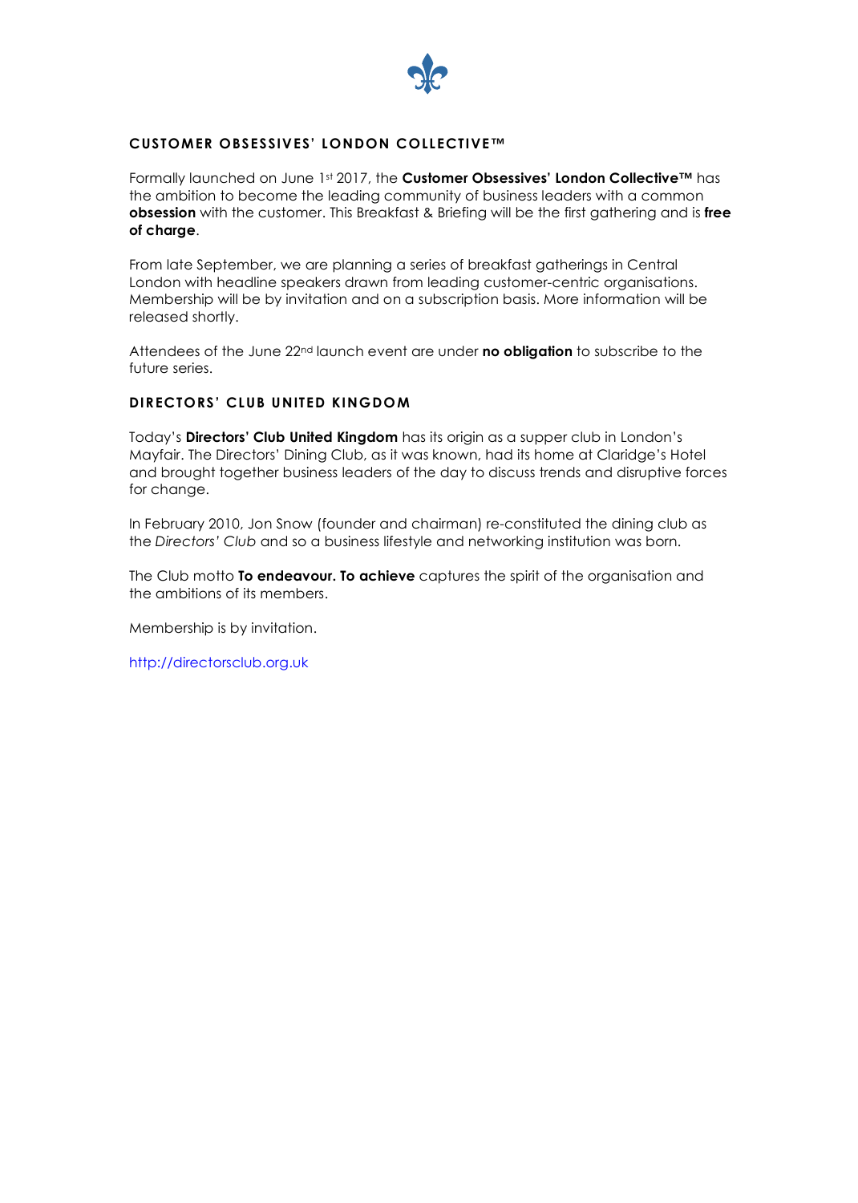## CUSTOMER OBSESSIVES' LONDON COLLECTIVE™

Formally launched on June 1st 2017, the **Customer Obsessives' London Collective™** has the ambition to become the leading community of business leaders with a common **obsession** with the customer. This Breakfast & Briefing will be the first gathering and is **free of charge**.

From late September, we are planning a series of breakfast gatherings in Central London with headline speakers drawn from leading customer-centric organisations. Membership will be by invitation and on a subscription basis. More information will be released shortly.

Attendees of the June 22nd launch event are under **no obligation** to subscribe to the future series.

## DIRECTORS' CLUB UNITED KINGDOM

Today's **Directors' Club United Kingdom** has its origin as a supper club in London's Mayfair. The Directors' Dining Club, as it was known, had its home at Claridge's Hotel and brought together business leaders of the day to discuss trends and disruptive forces for change.

In February 2010, Jon Snow (founder and chairman) re-constituted the dining club as the *Directors' Club* and so a business lifestyle and networking institution was born.

The Club motto **To endeavour. To achieve** captures the spirit of the organisation and the ambitions of its members.

Membership is by invitation.

http://directorsclub.org.uk